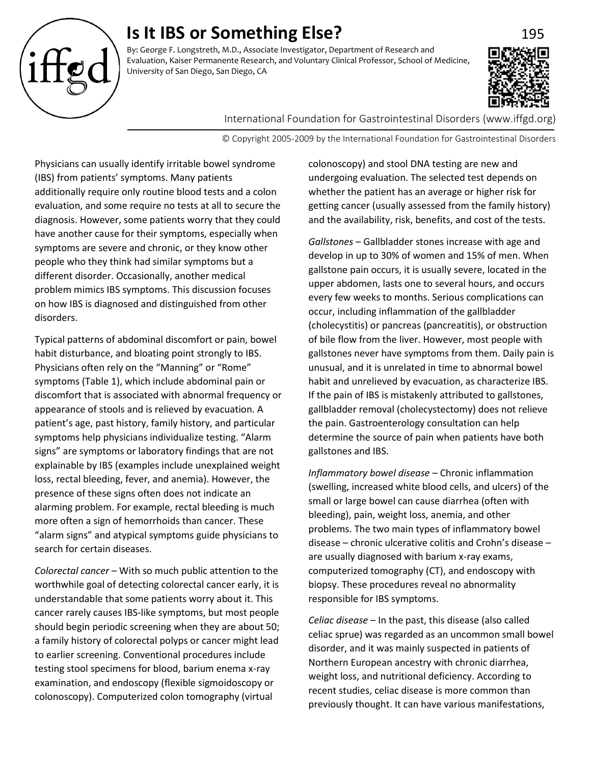# Is It IBS or Something Else?

By: George F. Longstreth, M.D., Associate Investigator, Department of Research and Evaluation, Kaiser Permanente Research, and Voluntary Clinical Professor, School of Medicine, University of San Diego, San Diego, CA

International Foundation for Gastrointestinal Disorders (www.iffgd.org)

© Copyright 2005-2009 by the International Foundation for Gastrointestinal Disorders

Physicians can usually identify irritable bowel syndrome (IBS) from patients' symptoms. Many patients additionally require only routine blood tests and a colon evaluation, and some require no tests at all to secure the diagnosis. However, some patients worry that they could have another cause for their symptoms, especially when symptoms are severe and chronic, or they know other people who they think had similar symptoms but a different disorder. Occasionally, another medical problem mimics IBS symptoms. This discussion focuses on how IBS is diagnosed and distinguished from other disorders.

Typical patterns of abdominal discomfort or pain, bowel habit disturbance, and bloating point strongly to IBS. Physicians often rely on the "Manning" or "Rome" symptoms (Table 1), which include abdominal pain or discomfort that is associated with abnormal frequency or appearance of stools and is relieved by evacuation. A patient's age, past history, family history, and particular symptoms help physicians individualize testing. "Alarm signs" are symptoms or laboratory findings that are not explainable by IBS (examples include unexplained weight loss, rectal bleeding, fever, and anemia). However, the presence of these signs often does not indicate an alarming problem. For example, rectal bleeding is much more often a sign of hemorrhoids than cancer. These "alarm signs" and atypical symptoms guide physicians to search for certain diseases.

*Colorectal cancer* – With so much public attention to the worthwhile goal of detecting colorectal cancer early, it is understandable that some patients worry about it. This cancer rarely causes IBS-like symptoms, but most people should begin periodic screening when they are about 50; a family history of colorectal polyps or cancer might lead to earlier screening. Conventional procedures include testing stool specimens for blood, barium enema x-ray examination, and endoscopy (flexible sigmoidoscopy or colonoscopy). Computerized colon tomography (virtual colonoscopy) and stool DNA testing are new and undergoing evaluation. The selected test depends on whether the patient has an average or higher risk for getting cancer (usually assessed from the family history) and the availability, risk, benefits, and cost of the tests.

*Gallstones* – Gallbladder stones increase with age and develop in up to 30% of women and 15% of men. When gallstone pain occurs, it is usually severe, located in the upper abdomen, lasts one to several hours, and occurs every few weeks to months. Serious complications can occur, including inflammation of the gallbladder (cholecystitis) or pancreas (pancreatitis), or obstruction of bile flow from the liver. However, most people with gallstones never have symptoms from them. Daily pain is unusual, and it is unrelated in time to abnormal bowel habit and unrelieved by evacuation, as characterize IBS. If the pain of IBS is mistakenly attributed to gallstones, gallbladder removal (cholecystectomy) does not relieve the pain. Gastroenterology consultation can help determine the source of pain when patients have both gallstones and IBS.

*Inflammatory bowel disease* – Chronic inflammation (swelling, increased white blood cells, and ulcers) of the small or large bowel can cause diarrhea (often with bleeding), pain, weight loss, anemia, and other problems. The two main types of inflammatory bowel disease – chronic ulcerative colitis and Crohn's disease – are usually diagnosed with barium x-ray exams, computerized tomography (CT), and endoscopy with biopsy. These procedures reveal no abnormality responsible for IBS symptoms.

*Celiac disease* – In the past, this disease (also called celiac sprue) was regarded as an uncommon small bowel disorder, and it was mainly suspected in patients of Northern European ancestry with chronic diarrhea, weight loss, and nutritional deficiency. According to recent studies, celiac disease is more common than previously thought. It can have various manifestations,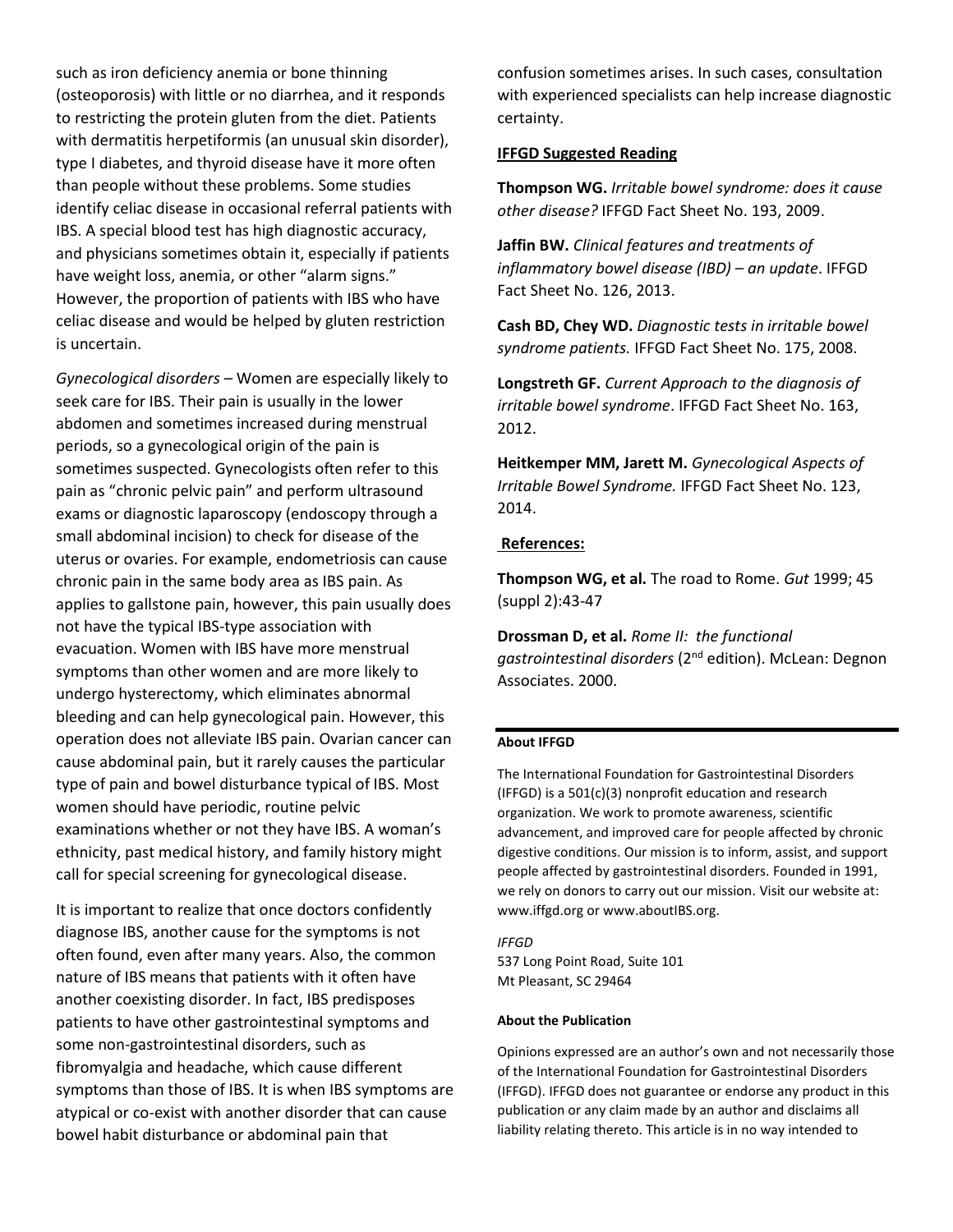such as iron deficiency anemia or bone thinning (osteoporosis) with little or no diarrhea, and it responds to restricting the protein gluten from the diet. Patients with dermatitis herpetiformis (an unusual skin disorder), type I diabetes, and thyroid disease have it more often than people without these problems. Some studies identify celiac disease in occasional referral patients with IBS. A special blood test has high diagnostic accuracy, and physicians sometimes obtain it, especially if patients have weight loss, anemia, or other "alarm signs." However, the proportion of patients with IBS who have celiac disease and would be helped by gluten restriction is uncertain.

*Gynecological disorders* – Women are especially likely to seek care for IBS. Their pain is usually in the lower abdomen and sometimes increased during menstrual periods, so a gynecological origin of the pain is sometimes suspected. Gynecologists often refer to this pain as "chronic pelvic pain" and perform ultrasound exams or diagnostic laparoscopy (endoscopy through a small abdominal incision) to check for disease of the uterus or ovaries. For example, endometriosis can cause chronic pain in the same body area as IBS pain. As applies to gallstone pain, however, this pain usually does not have the typical IBS-type association with evacuation. Women with IBS have more menstrual symptoms than other women and are more likely to undergo hysterectomy, which eliminates abnormal bleeding and can help gynecological pain. However, this operation does not alleviate IBS pain. Ovarian cancer can cause abdominal pain, but it rarely causes the particular type of pain and bowel disturbance typical of IBS. Most women should have periodic, routine pelvic examinations whether or not they have IBS. A woman's ethnicity, past medical history, and family history might call for special screening for gynecological disease.

It is important to realize that once doctors confidently diagnose IBS, another cause for the symptoms is not often found, even after many years. Also, the common nature of IBS means that patients with it often have another coexisting disorder. In fact, IBS predisposes patients to have other gastrointestinal symptoms and some non-gastrointestinal disorders, such as fibromyalgia and headache, which cause different symptoms than those of IBS. It is when IBS symptoms are atypical or co-exist with another disorder that can cause bowel habit disturbance or abdominal pain that confusion sometimes arises. In such cases, consultation with experienced specialists can help increase diagnostic certainty.

## IFFGD Suggested Reading

**Thompson WG.** *Irritable bowel syndrome: does it cause other disease?* IFFGD Fact Sheet No. 193, 2009.

**Jaffin BW.** *Clinical features and treatments of inflammatory bowel disease (IBD) – an update*. IFFGD Fact Sheet No. 126, 2013.

**Cash BD, Chey WD.** *Diagnostic tests in irritable bowel syndrome patients.* IFFGD Fact Sheet No. 175, 2008.

**Longstreth GF.** *Current Approach to the diagnosis of irritable bowel syndrome*. IFFGD Fact Sheet No. 163, 2012.

**Heitkemper MM, Jarett M.** *Gynecological Aspects of Irritable Bowel Syndrome.* IFFGD Fact Sheet No. 123, 2014.

## References:

**Thompson WG, et al.** The road to Rome. *Gut* 1999; 45 (suppl 2):43-47

**Drossman D, et al.** *Rome II: the functional gastrointestinal disorders* (2nd edition). McLean: Degnon Associates. 2000.

---

**About IFFGD**

The International Foundation for Gastrointestinal Disorders (IFFGD) is a 501(c)(3) nonprofit education and research organization. We work to promote awareness, scientific advancement, and improved care for people affected by chronic digestive conditions. Our mission is to inform, assist, and support people affected by gastrointestinal disorders. Founded in 1991, we rely on donors to carry out our mission. Visit our website at: www.iffgd.org or www.aboutIBS.org.

*IFFGD*
537 Long Point Road, Suite 101
Mt Pleasant, SC 29464

**About the Publication**

Opinions expressed are an author's own and not necessarily those of the International Foundation for Gastrointestinal Disorders (IFFGD). IFFGD does not guarantee or endorse any product in this publication or any claim made by an author and disclaims all liability relating thereto. This article is in no way intended to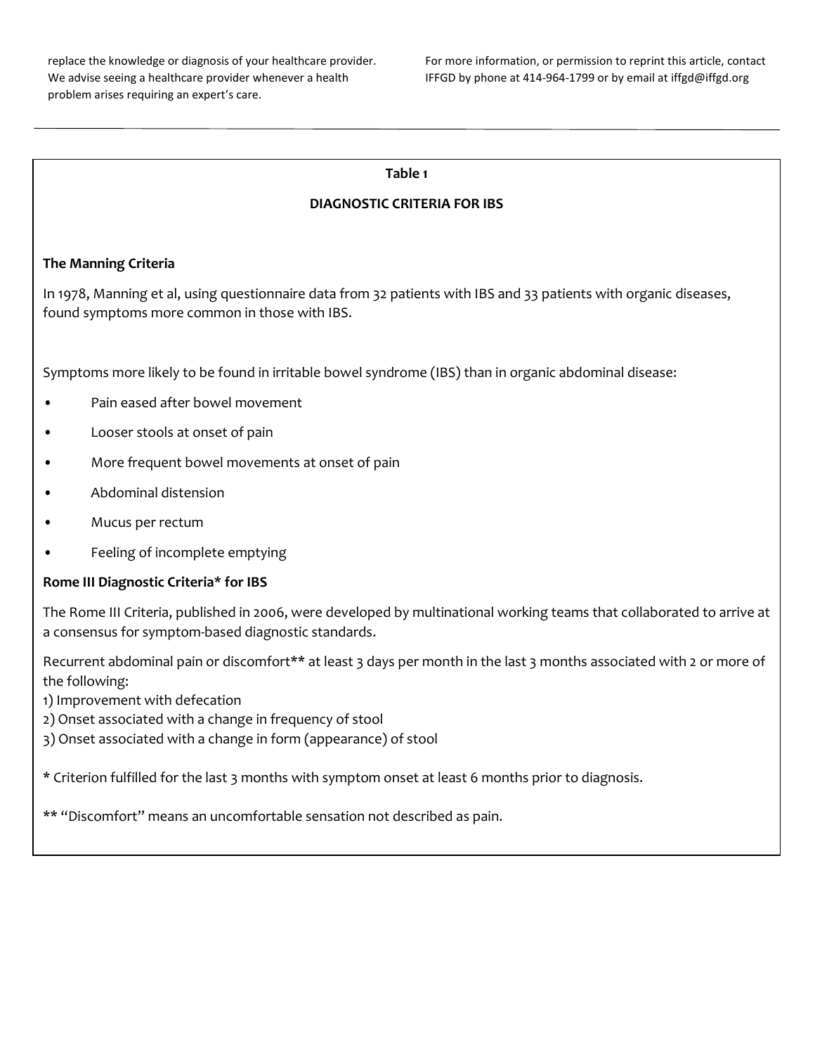replace the knowledge or diagnosis of your healthcare provider. We advise seeing a healthcare provider whenever a health problem arises requiring an expert's care.

For more information, or permission to reprint this article, contact IFFGD by phone at 414-964-1799 or by email at iffgd@iffgd.org

---

**Table 1**

**DIAGNOSTIC CRITERIA FOR IBS**

**The Manning Criteria**

In 1978, Manning et al, using questionnaire data from 32 patients with IBS and 33 patients with organic diseases, found symptoms more common in those with IBS.

Symptoms more likely to be found in irritable bowel syndrome (IBS) than in organic abdominal disease:

- Pain eased after bowel movement
- Looser stools at onset of pain
- More frequent bowel movements at onset of pain
- Abdominal distension
- Mucus per rectum
- Feeling of incomplete emptying

**Rome III Diagnostic Criteria* for IBS**

The Rome III Criteria, published in 2006, were developed by multinational working teams that collaborated to arrive at a consensus for symptom-based diagnostic standards.

Recurrent abdominal pain or discomfort** at least 3 days per month in the last 3 months associated with 2 or more of the following:
1) Improvement with defecation
2) Onset associated with a change in frequency of stool
3) Onset associated with a change in form (appearance) of stool

* Criterion fulfilled for the last 3 months with symptom onset at least 6 months prior to diagnosis.

** "Discomfort" means an uncomfortable sensation not described as pain.